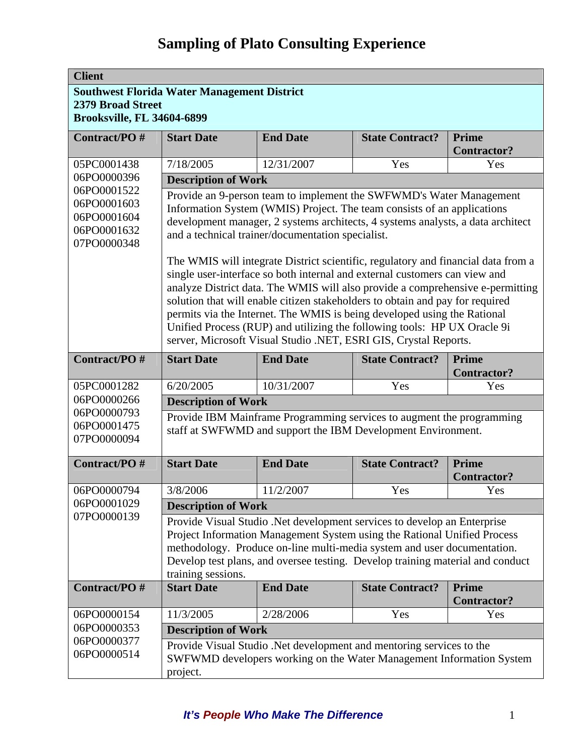# Sampling of Plato Consulting Experience

**Client**

**Southwest Florida Water Management District**
**2379 Broad Street**
**Brooksville, FL 34604-6899**

| Contract/PO # | Start Date | End Date | State Contract? | Prime Contractor? |
|---|---|---|---|---|
| 05PC0001438<br>06PO0000396<br>06PO0001522<br>06PO0001603<br>06PO0001604<br>06PO0001632<br>07PO0000348 | 7/18/2005 | 12/31/2007 | Yes | Yes |

**Description of Work**

Provide an 9-person team to implement the SWFWMD's Water Management Information System (WMIS) Project. The team consists of an applications development manager, 2 systems architects, 4 systems analysts, a data architect and a technical trainer/documentation specialist.

The WMIS will integrate District scientific, regulatory and financial data from a single user-interface so both internal and external customers can view and analyze District data. The WMIS will also provide a comprehensive e-permitting solution that will enable citizen stakeholders to obtain and pay for required permits via the Internet. The WMIS is being developed using the Rational Unified Process (RUP) and utilizing the following tools: HP UX Oracle 9i server, Microsoft Visual Studio .NET, ESRI GIS, Crystal Reports.

| Contract/PO # | Start Date | End Date | State Contract? | Prime Contractor? |
|---|---|---|---|---|
| 05PC0001282<br>06PO0000266<br>06PO0000793<br>06PO0001475<br>07PO0000094 | 6/20/2005 | 10/31/2007 | Yes | Yes |

**Description of Work**

Provide IBM Mainframe Programming services to augment the programming staff at SWFWMD and support the IBM Development Environment.

| Contract/PO # | Start Date | End Date | State Contract? | Prime Contractor? |
|---|---|---|---|---|
| 06PO0000794<br>06PO0001029<br>07PO0000139 | 3/8/2006 | 11/2/2007 | Yes | Yes |

**Description of Work**

Provide Visual Studio .Net development services to develop an Enterprise Project Information Management System using the Rational Unified Process methodology. Produce on-line multi-media system and user documentation. Develop test plans, and oversee testing. Develop training material and conduct training sessions.

| Contract/PO # | Start Date | End Date | State Contract? | Prime Contractor? |
|---|---|---|---|---|
| 06PO0000154<br>06PO0000353<br>06PO0000377<br>06PO0000514 | 11/3/2005 | 2/28/2006 | Yes | Yes |

**Description of Work**

Provide Visual Studio .Net development and mentoring services to the SWFWMD developers working on the Water Management Information System project.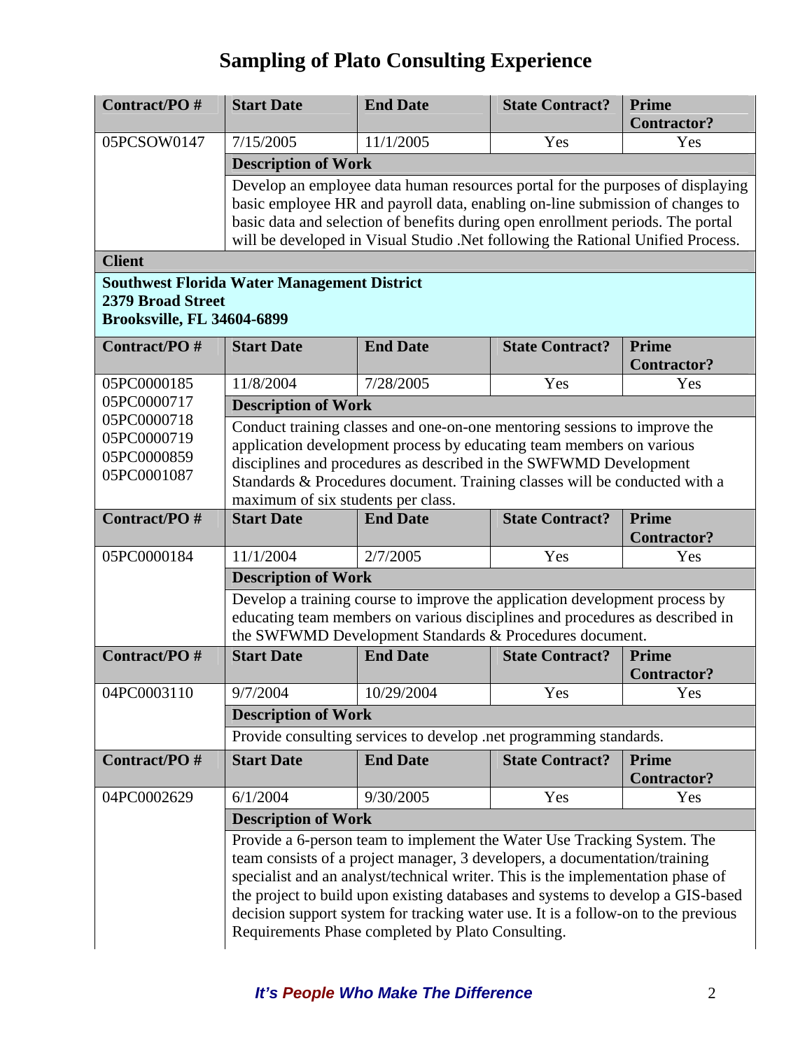# Sampling of Plato Consulting Experience

| Contract/PO # | Start Date | End Date | State Contract? | Prime Contractor? |
|---|---|---|---|---|
| 05PCSOW0147 | 7/15/2005 | 11/1/2005 | Yes | Yes |
| | **Description of Work** | | | |
| | Develop an employee data human resources portal for the purposes of displaying basic employee HR and payroll data, enabling on-line submission of changes to basic data and selection of benefits during open enrollment periods. The portal will be developed in Visual Studio .Net following the Rational Unified Process. | | | |

**Client**

**Southwest Florida Water Management District**
**2379 Broad Street**
**Brooksville, FL 34604-6899**

| Contract/PO # | Start Date | End Date | State Contract? | Prime Contractor? |
|---|---|---|---|---|
| 05PC0000185<br>05PC0000717<br>05PC0000718<br>05PC0000719<br>05PC0000859<br>05PC0001087 | 11/8/2004 | 7/28/2005 | Yes | Yes |
| | **Description of Work** | | | |
| | Conduct training classes and one-on-one mentoring sessions to improve the application development process by educating team members on various disciplines and procedures as described in the SWFWMD Development Standards & Procedures document. Training classes will be conducted with a maximum of six students per class. | | | |

| Contract/PO # | Start Date | End Date | State Contract? | Prime Contractor? |
|---|---|---|---|---|
| 05PC0000184 | 11/1/2004 | 2/7/2005 | Yes | Yes |
| | **Description of Work** | | | |
| | Develop a training course to improve the application development process by educating team members on various disciplines and procedures as described in the SWFWMD Development Standards & Procedures document. | | | |

| Contract/PO # | Start Date | End Date | State Contract? | Prime Contractor? |
|---|---|---|---|---|
| 04PC0003110 | 9/7/2004 | 10/29/2004 | Yes | Yes |
| | **Description of Work** | | | |
| | Provide consulting services to develop .net programming standards. | | | |

| Contract/PO # | Start Date | End Date | State Contract? | Prime Contractor? |
|---|---|---|---|---|
| 04PC0002629 | 6/1/2004 | 9/30/2005 | Yes | Yes |
| | **Description of Work** | | | |
| | Provide a 6-person team to implement the Water Use Tracking System. The team consists of a project manager, 3 developers, a documentation/training specialist and an analyst/technical writer. This is the implementation phase of the project to build upon existing databases and systems to develop a GIS-based decision support system for tracking water use. It is a follow-on to the previous Requirements Phase completed by Plato Consulting. | | | |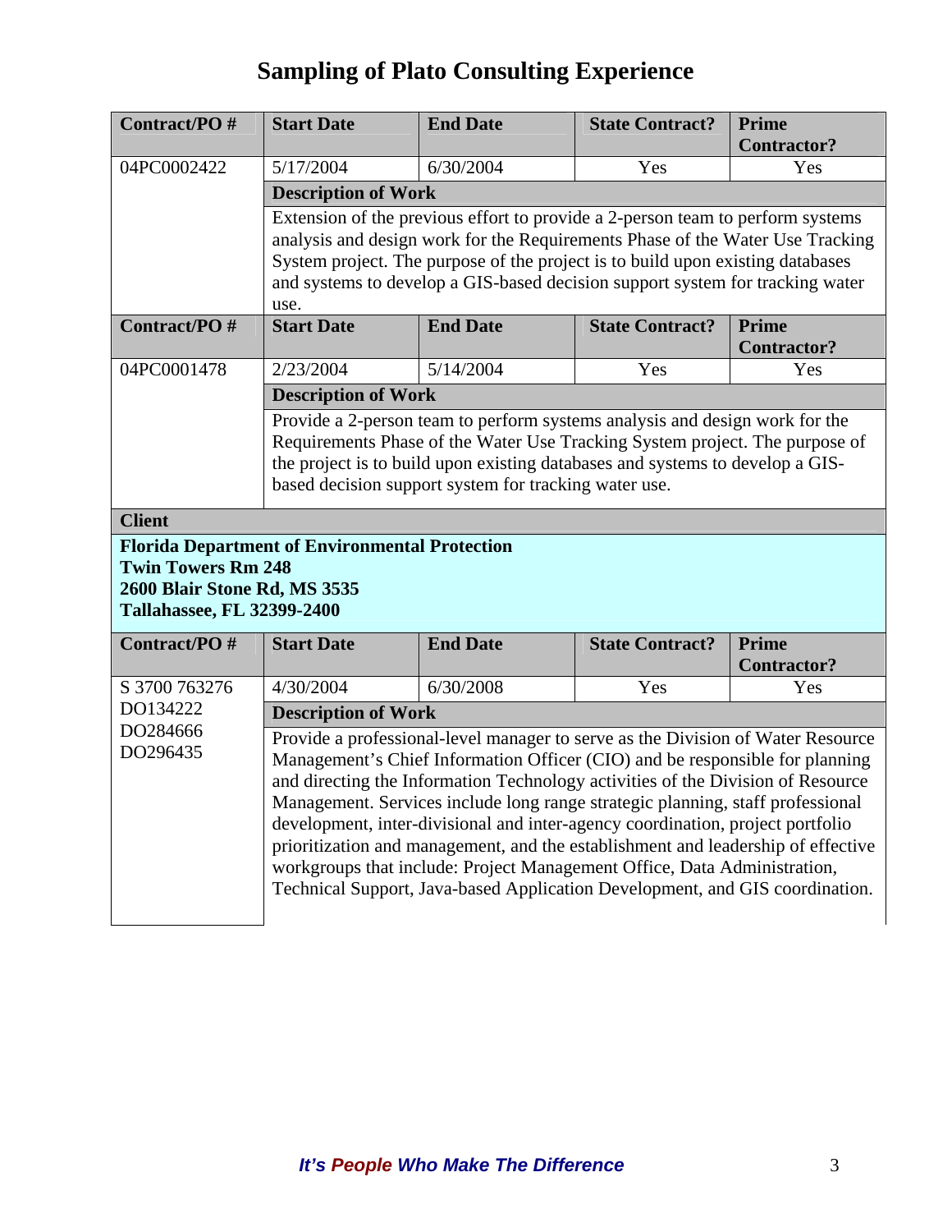# Sampling of Plato Consulting Experience

| Contract/PO # | Start Date | End Date | State Contract? | Prime Contractor? |
|---|---|---|---|---|
| 04PC0002422 | 5/17/2004 | 6/30/2004 | Yes | Yes |
| | **Description of Work** | | | |
| | Extension of the previous effort to provide a 2-person team to perform systems analysis and design work for the Requirements Phase of the Water Use Tracking System project. The purpose of the project is to build upon existing databases and systems to develop a GIS-based decision support system for tracking water use. | | | |
| **Contract/PO #** | **Start Date** | **End Date** | **State Contract?** | **Prime Contractor?** |
| 04PC0001478 | 2/23/2004 | 5/14/2004 | Yes | Yes |
| | **Description of Work** | | | |
| | Provide a 2-person team to perform systems analysis and design work for the Requirements Phase of the Water Use Tracking System project. The purpose of the project is to build upon existing databases and systems to develop a GIS-based decision support system for tracking water use. | | | |

**Client**

**Florida Department of Environmental Protection**
**Twin Towers Rm 248**
**2600 Blair Stone Rd, MS 3535**
**Tallahassee, FL 32399-2400**

| Contract/PO # | Start Date | End Date | State Contract? | Prime Contractor? |
|---|---|---|---|---|
| S 3700 763276<br>DO134222<br>DO284666<br>DO296435 | 4/30/2004 | 6/30/2008 | Yes | Yes |
| | **Description of Work** | | | |
| | Provide a professional-level manager to serve as the Division of Water Resource Management's Chief Information Officer (CIO) and be responsible for planning and directing the Information Technology activities of the Division of Resource Management. Services include long range strategic planning, staff professional development, inter-divisional and inter-agency coordination, project portfolio prioritization and management, and the establishment and leadership of effective workgroups that include: Project Management Office, Data Administration, Technical Support, Java-based Application Development, and GIS coordination. | | | |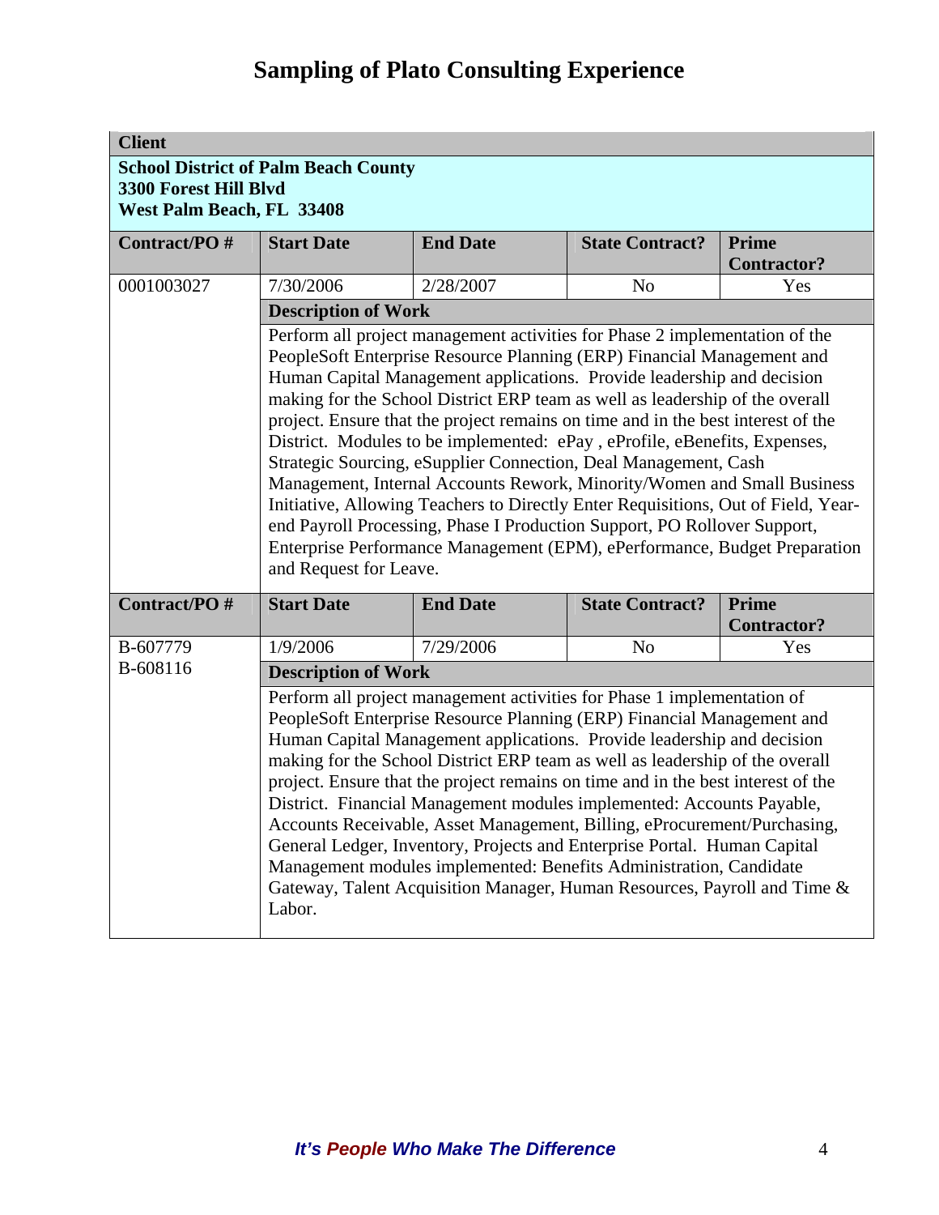# Sampling of Plato Consulting Experience

| Client | | | | |
|---|---|---|---|---|
| **School District of Palm Beach County**<br>**3300 Forest Hill Blvd**<br>**West Palm Beach, FL 33408** | | | | |
| **Contract/PO #** | **Start Date** | **End Date** | **State Contract?** | **Prime Contractor?** |
| 0001003027 | 7/30/2006 | 2/28/2007 | No | Yes |
| | **Description of Work** | | | |
| | Perform all project management activities for Phase 2 implementation of the PeopleSoft Enterprise Resource Planning (ERP) Financial Management and Human Capital Management applications. Provide leadership and decision making for the School District ERP team as well as leadership of the overall project. Ensure that the project remains on time and in the best interest of the District. Modules to be implemented: ePay , eProfile, eBenefits, Expenses, Strategic Sourcing, eSupplier Connection, Deal Management, Cash Management, Internal Accounts Rework, Minority/Women and Small Business Initiative, Allowing Teachers to Directly Enter Requisitions, Out of Field, Year-end Payroll Processing, Phase I Production Support, PO Rollover Support, Enterprise Performance Management (EPM), ePerformance, Budget Preparation and Request for Leave. | | | |
| **Contract/PO #** | **Start Date** | **End Date** | **State Contract?** | **Prime Contractor?** |
| B-607779<br>B-608116 | 1/9/2006 | 7/29/2006 | No | Yes |
| | **Description of Work** | | | |
| | Perform all project management activities for Phase 1 implementation of PeopleSoft Enterprise Resource Planning (ERP) Financial Management and Human Capital Management applications. Provide leadership and decision making for the School District ERP team as well as leadership of the overall project. Ensure that the project remains on time and in the best interest of the District. Financial Management modules implemented: Accounts Payable, Accounts Receivable, Asset Management, Billing, eProcurement/Purchasing, General Ledger, Inventory, Projects and Enterprise Portal. Human Capital Management modules implemented: Benefits Administration, Candidate Gateway, Talent Acquisition Manager, Human Resources, Payroll and Time & Labor. | | | |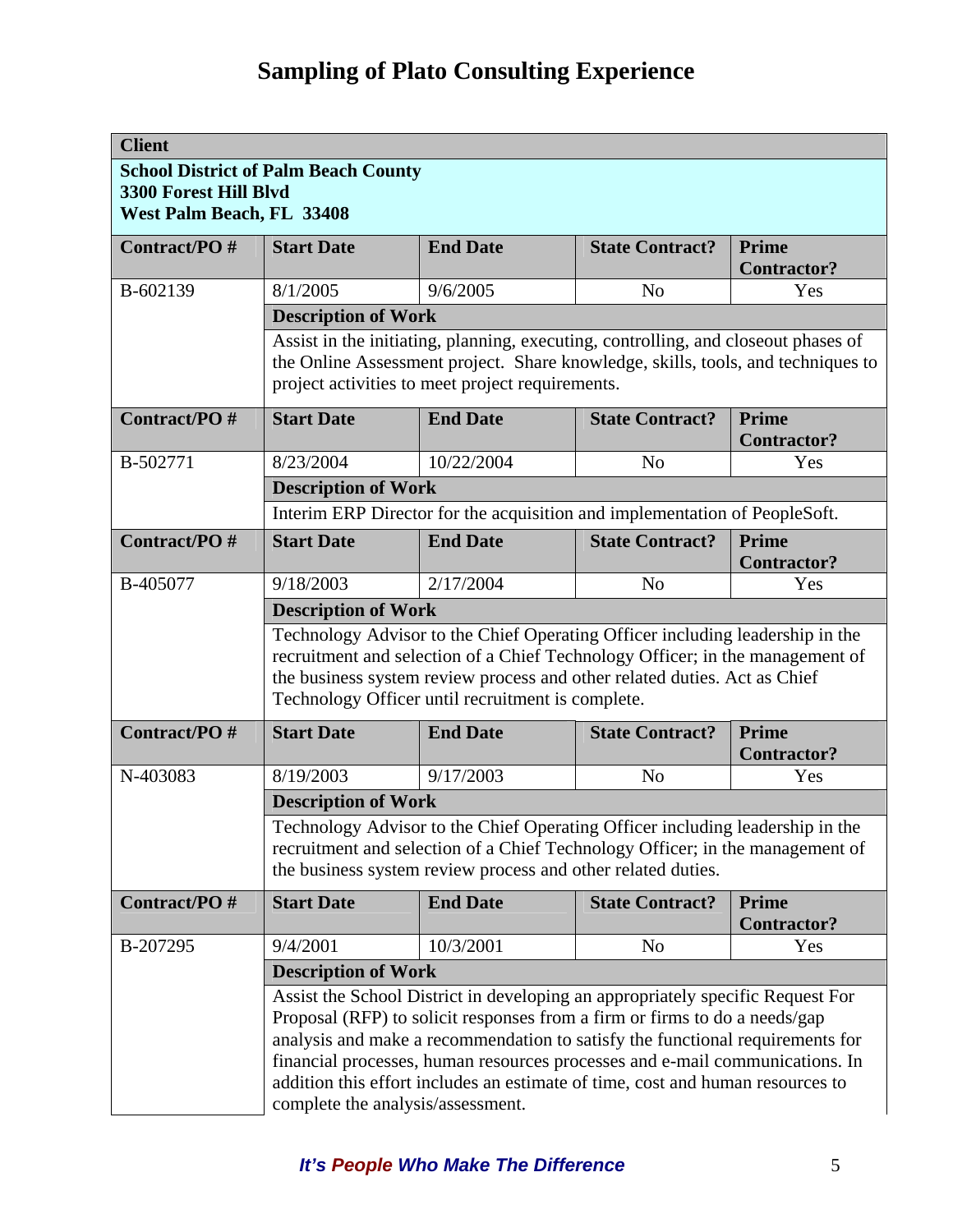# Sampling of Plato Consulting Experience

| Client | | | | |
|---|---|---|---|---|
| **School District of Palm Beach County**<br>**3300 Forest Hill Blvd**<br>**West Palm Beach, FL 33408** | | | | |
| **Contract/PO #** | **Start Date** | **End Date** | **State Contract?** | **Prime Contractor?** |
| B-602139 | 8/1/2005 | 9/6/2005 | No | Yes |
| | **Description of Work** | | | |
| | Assist in the initiating, planning, executing, controlling, and closeout phases of the Online Assessment project. Share knowledge, skills, tools, and techniques to project activities to meet project requirements. | | | |
| **Contract/PO #** | **Start Date** | **End Date** | **State Contract?** | **Prime Contractor?** |
| B-502771 | 8/23/2004 | 10/22/2004 | No | Yes |
| | **Description of Work** | | | |
| | Interim ERP Director for the acquisition and implementation of PeopleSoft. | | | |
| **Contract/PO #** | **Start Date** | **End Date** | **State Contract?** | **Prime Contractor?** |
| B-405077 | 9/18/2003 | 2/17/2004 | No | Yes |
| | **Description of Work** | | | |
| | Technology Advisor to the Chief Operating Officer including leadership in the recruitment and selection of a Chief Technology Officer; in the management of the business system review process and other related duties. Act as Chief Technology Officer until recruitment is complete. | | | |
| **Contract/PO #** | **Start Date** | **End Date** | **State Contract?** | **Prime Contractor?** |
| N-403083 | 8/19/2003 | 9/17/2003 | No | Yes |
| | **Description of Work** | | | |
| | Technology Advisor to the Chief Operating Officer including leadership in the recruitment and selection of a Chief Technology Officer; in the management of the business system review process and other related duties. | | | |
| **Contract/PO #** | **Start Date** | **End Date** | **State Contract?** | **Prime Contractor?** |
| B-207295 | 9/4/2001 | 10/3/2001 | No | Yes |
| | **Description of Work** | | | |
| | Assist the School District in developing an appropriately specific Request For Proposal (RFP) to solicit responses from a firm or firms to do a needs/gap analysis and make a recommendation to satisfy the functional requirements for financial processes, human resources processes and e-mail communications. In addition this effort includes an estimate of time, cost and human resources to complete the analysis/assessment. | | | |

***It's People Who Make The Difference***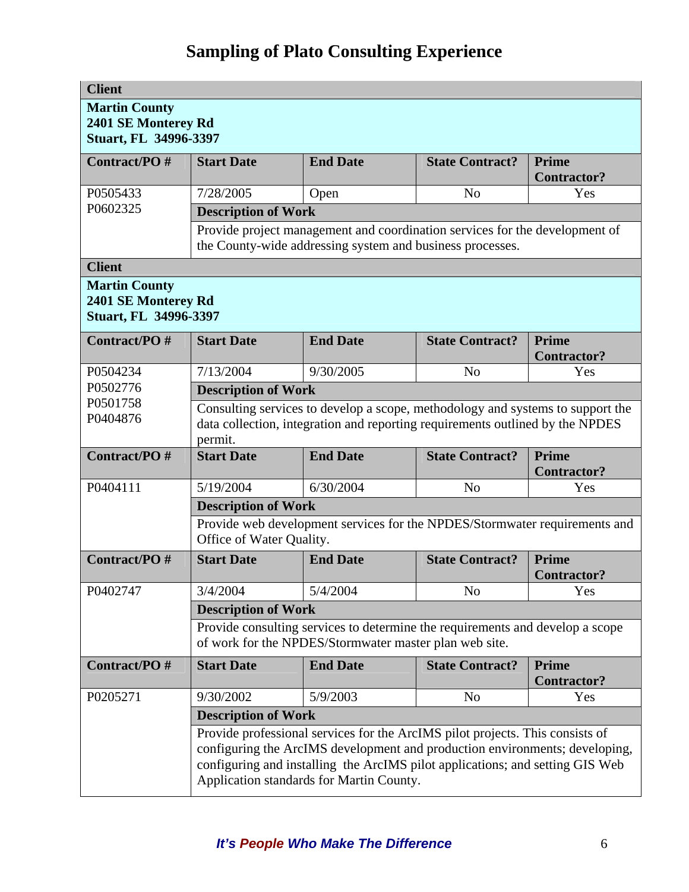# Sampling of Plato Consulting Experience

**Client**

**Martin County**
**2401 SE Monterey Rd**
**Stuart, FL 34996-3397**

| Contract/PO # | Start Date | End Date | State Contract? | Prime Contractor? |
|---|---|---|---|---|
| P0505433<br>P0602325 | 7/28/2005 | Open | No | Yes |

**Description of Work**

Provide project management and coordination services for the development of the County-wide addressing system and business processes.

**Client**

**Martin County**
**2401 SE Monterey Rd**
**Stuart, FL 34996-3397**

| Contract/PO # | Start Date | End Date | State Contract? | Prime Contractor? |
|---|---|---|---|---|
| P0504234<br>P0502776<br>P0501758<br>P0404876 | 7/13/2004 | 9/30/2005 | No | Yes |

**Description of Work**

Consulting services to develop a scope, methodology and systems to support the data collection, integration and reporting requirements outlined by the NPDES permit.

| Contract/PO # | Start Date | End Date | State Contract? | Prime Contractor? |
|---|---|---|---|---|
| P0404111 | 5/19/2004 | 6/30/2004 | No | Yes |

**Description of Work**

Provide web development services for the NPDES/Stormwater requirements and Office of Water Quality.

| Contract/PO # | Start Date | End Date | State Contract? | Prime Contractor? |
|---|---|---|---|---|
| P0402747 | 3/4/2004 | 5/4/2004 | No | Yes |

**Description of Work**

Provide consulting services to determine the requirements and develop a scope of work for the NPDES/Stormwater master plan web site.

| Contract/PO # | Start Date | End Date | State Contract? | Prime Contractor? |
|---|---|---|---|---|
| P0205271 | 9/30/2002 | 5/9/2003 | No | Yes |

**Description of Work**

Provide professional services for the ArcIMS pilot projects. This consists of configuring the ArcIMS development and production environments; developing, configuring and installing the ArcIMS pilot applications; and setting GIS Web Application standards for Martin County.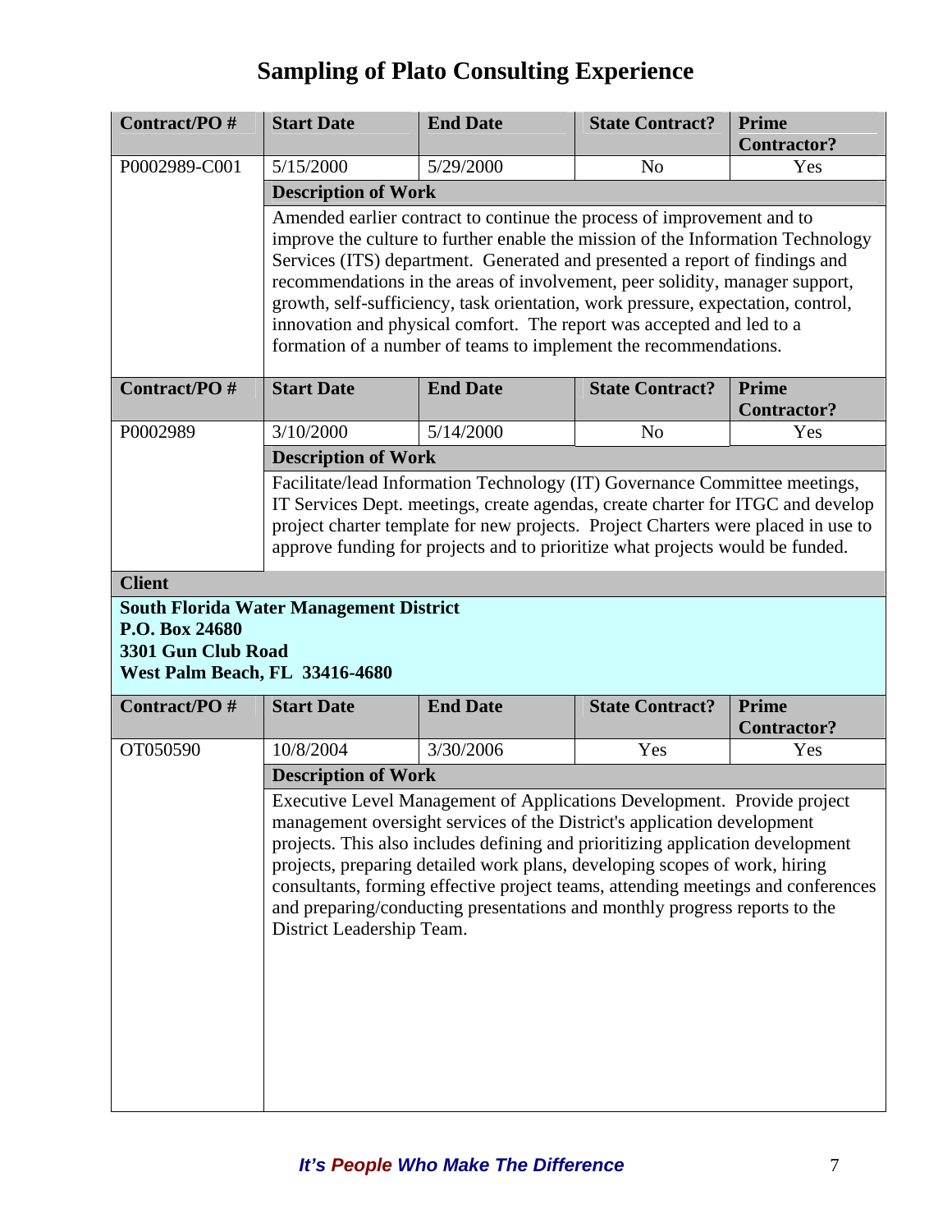# Sampling of Plato Consulting Experience

| Contract/PO # | Start Date | End Date | State Contract? | Prime Contractor? |
|---|---|---|---|---|
| P0002989-C001 | 5/15/2000 | 5/29/2000 | No | Yes |

**Description of Work**

Amended earlier contract to continue the process of improvement and to improve the culture to further enable the mission of the Information Technology Services (ITS) department. Generated and presented a report of findings and recommendations in the areas of involvement, peer solidity, manager support, growth, self-sufficiency, task orientation, work pressure, expectation, control, innovation and physical comfort. The report was accepted and led to a formation of a number of teams to implement the recommendations.

| Contract/PO # | Start Date | End Date | State Contract? | Prime Contractor? |
|---|---|---|---|---|
| P0002989 | 3/10/2000 | 5/14/2000 | No | Yes |

**Description of Work**

Facilitate/lead Information Technology (IT) Governance Committee meetings, IT Services Dept. meetings, create agendas, create charter for ITGC and develop project charter template for new projects. Project Charters were placed in use to approve funding for projects and to prioritize what projects would be funded.

**Client**

**South Florida Water Management District**
**P.O. Box 24680**
**3301 Gun Club Road**
**West Palm Beach, FL 33416-4680**

| Contract/PO # | Start Date | End Date | State Contract? | Prime Contractor? |
|---|---|---|---|---|
| OT050590 | 10/8/2004 | 3/30/2006 | Yes | Yes |

**Description of Work**

Executive Level Management of Applications Development. Provide project management oversight services of the District's application development projects. This also includes defining and prioritizing application development projects, preparing detailed work plans, developing scopes of work, hiring consultants, forming effective project teams, attending meetings and conferences and preparing/conducting presentations and monthly progress reports to the District Leadership Team.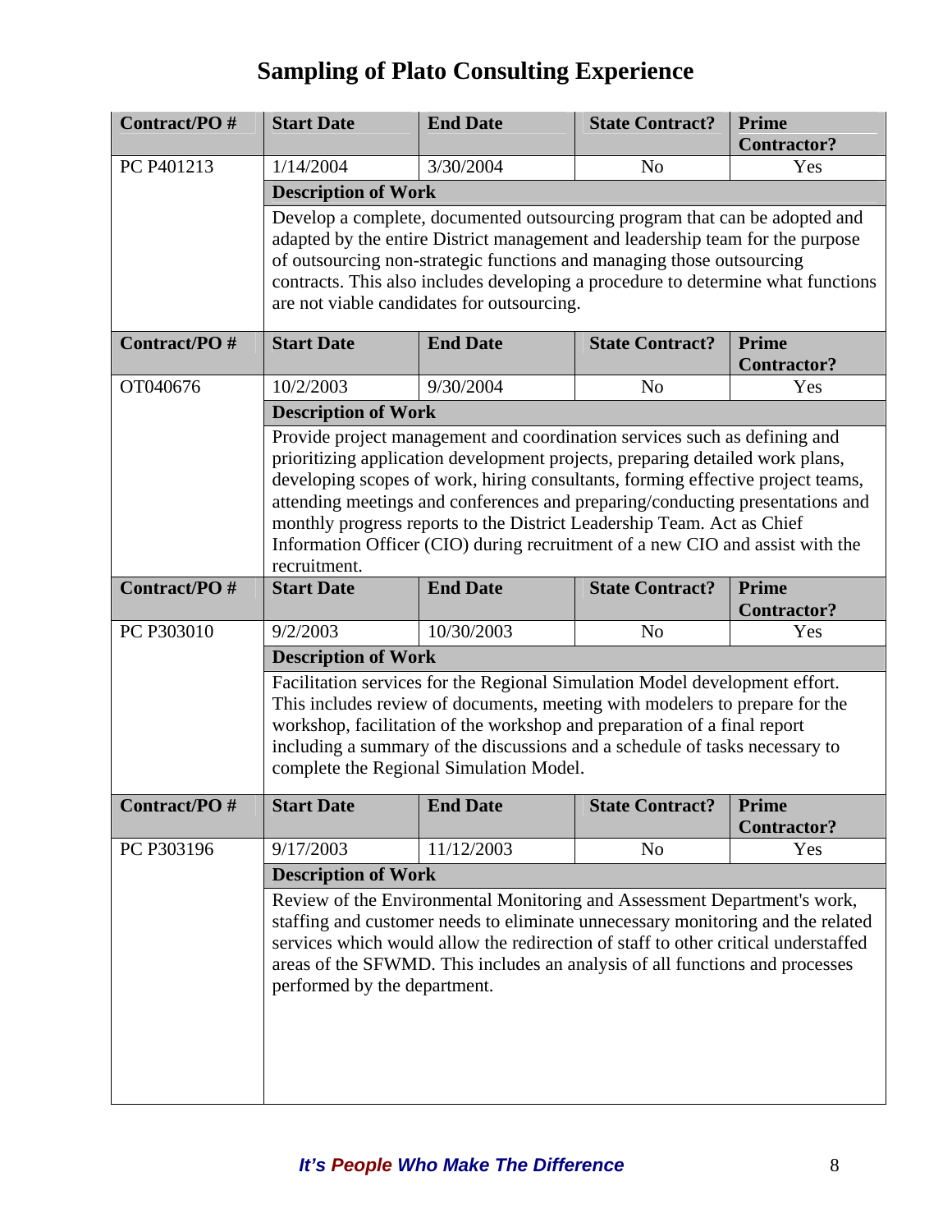# Sampling of Plato Consulting Experience

| Contract/PO # | Start Date | End Date | State Contract? | Prime Contractor? |
|---|---|---|---|---|
| PC P401213 | 1/14/2004 | 3/30/2004 | No | Yes |
| | **Description of Work** | | | |
| | Develop a complete, documented outsourcing program that can be adopted and adapted by the entire District management and leadership team for the purpose of outsourcing non-strategic functions and managing those outsourcing contracts. This also includes developing a procedure to determine what functions are not viable candidates for outsourcing. | | | |

| Contract/PO # | Start Date | End Date | State Contract? | Prime Contractor? |
|---|---|---|---|---|
| OT040676 | 10/2/2003 | 9/30/2004 | No | Yes |
| | **Description of Work** | | | |
| | Provide project management and coordination services such as defining and prioritizing application development projects, preparing detailed work plans, developing scopes of work, hiring consultants, forming effective project teams, attending meetings and conferences and preparing/conducting presentations and monthly progress reports to the District Leadership Team. Act as Chief Information Officer (CIO) during recruitment of a new CIO and assist with the recruitment. | | | |

| Contract/PO # | Start Date | End Date | State Contract? | Prime Contractor? |
|---|---|---|---|---|
| PC P303010 | 9/2/2003 | 10/30/2003 | No | Yes |
| | **Description of Work** | | | |
| | Facilitation services for the Regional Simulation Model development effort. This includes review of documents, meeting with modelers to prepare for the workshop, facilitation of the workshop and preparation of a final report including a summary of the discussions and a schedule of tasks necessary to complete the Regional Simulation Model. | | | |

| Contract/PO # | Start Date | End Date | State Contract? | Prime Contractor? |
|---|---|---|---|---|
| PC P303196 | 9/17/2003 | 11/12/2003 | No | Yes |
| | **Description of Work** | | | |
| | Review of the Environmental Monitoring and Assessment Department's work, staffing and customer needs to eliminate unnecessary monitoring and the related services which would allow the redirection of staff to other critical understaffed areas of the SFWMD. This includes an analysis of all functions and processes performed by the department. | | | |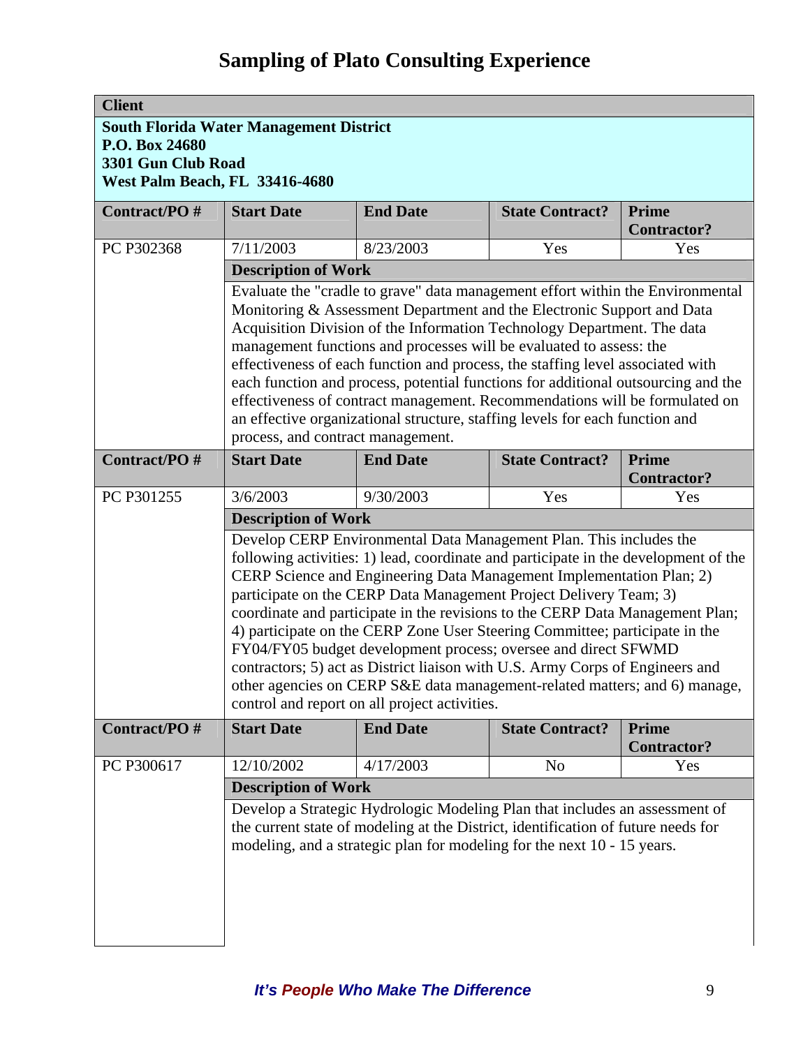# Sampling of Plato Consulting Experience

**Client**

**South Florida Water Management District**
**P.O. Box 24680**
**3301 Gun Club Road**
**West Palm Beach, FL 33416-4680**

| Contract/PO # | Start Date | End Date | State Contract? | Prime Contractor? |
|---|---|---|---|---|
| PC P302368 | 7/11/2003 | 8/23/2003 | Yes | Yes |

**Description of Work**

Evaluate the "cradle to grave" data management effort within the Environmental Monitoring & Assessment Department and the Electronic Support and Data Acquisition Division of the Information Technology Department. The data management functions and processes will be evaluated to assess: the effectiveness of each function and process, the staffing level associated with each function and process, potential functions for additional outsourcing and the effectiveness of contract management. Recommendations will be formulated on an effective organizational structure, staffing levels for each function and process, and contract management.

| Contract/PO # | Start Date | End Date | State Contract? | Prime Contractor? |
|---|---|---|---|---|
| PC P301255 | 3/6/2003 | 9/30/2003 | Yes | Yes |

**Description of Work**

Develop CERP Environmental Data Management Plan. This includes the following activities: 1) lead, coordinate and participate in the development of the CERP Science and Engineering Data Management Implementation Plan; 2) participate on the CERP Data Management Project Delivery Team; 3) coordinate and participate in the revisions to the CERP Data Management Plan; 4) participate on the CERP Zone User Steering Committee; participate in the FY04/FY05 budget development process; oversee and direct SFWMD contractors; 5) act as District liaison with U.S. Army Corps of Engineers and other agencies on CERP S&E data management-related matters; and 6) manage, control and report on all project activities.

| Contract/PO # | Start Date | End Date | State Contract? | Prime Contractor? |
|---|---|---|---|---|
| PC P300617 | 12/10/2002 | 4/17/2003 | No | Yes |

**Description of Work**

Develop a Strategic Hydrologic Modeling Plan that includes an assessment of the current state of modeling at the District, identification of future needs for modeling, and a strategic plan for modeling for the next 10 - 15 years.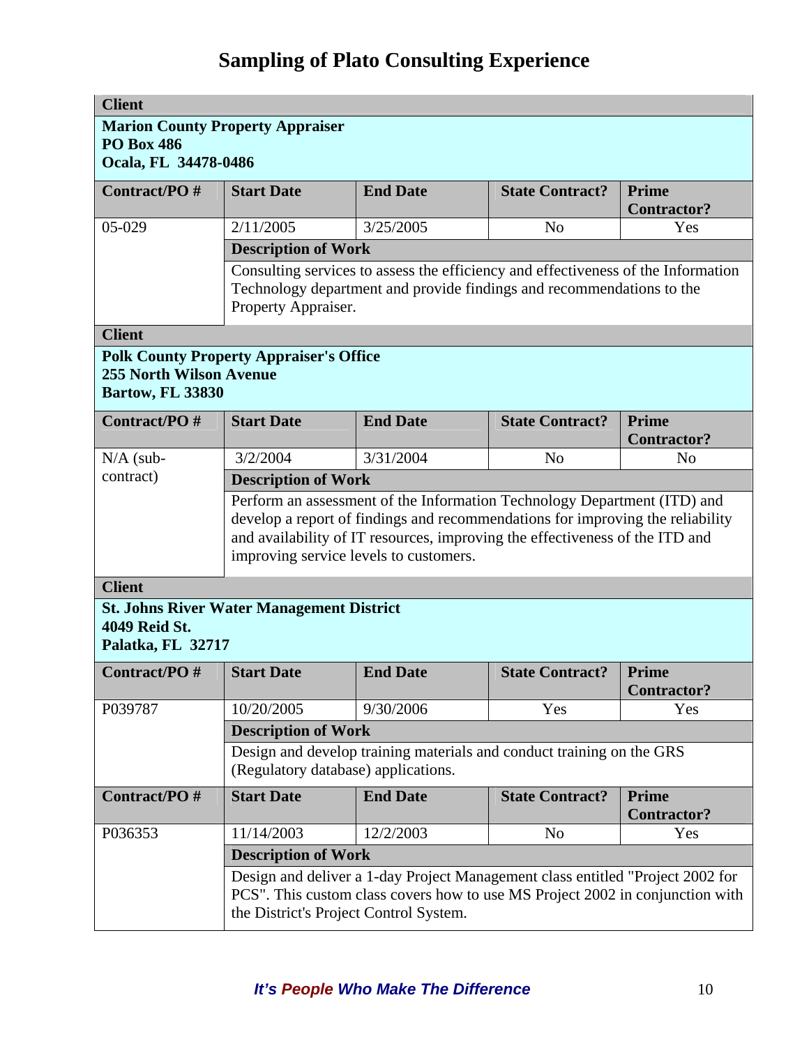# Sampling of Plato Consulting Experience

**Client**

**Marion County Property Appraiser**
**PO Box 486**
**Ocala, FL 34478-0486**

| Contract/PO # | Start Date | End Date | State Contract? | Prime Contractor? |
|---|---|---|---|---|
| 05-029 | 2/11/2005 | 3/25/2005 | No | Yes |

**Description of Work**

Consulting services to assess the efficiency and effectiveness of the Information Technology department and provide findings and recommendations to the Property Appraiser.

**Client**

**Polk County Property Appraiser's Office**
**255 North Wilson Avenue**
**Bartow, FL 33830**

| Contract/PO # | Start Date | End Date | State Contract? | Prime Contractor? |
|---|---|---|---|---|
| N/A (sub-contract) | 3/2/2004 | 3/31/2004 | No | No |

**Description of Work**

Perform an assessment of the Information Technology Department (ITD) and develop a report of findings and recommendations for improving the reliability and availability of IT resources, improving the effectiveness of the ITD and improving service levels to customers.

**Client**

**St. Johns River Water Management District**
**4049 Reid St.**
**Palatka, FL 32717**

| Contract/PO # | Start Date | End Date | State Contract? | Prime Contractor? |
|---|---|---|---|---|
| P039787 | 10/20/2005 | 9/30/2006 | Yes | Yes |

**Description of Work**

Design and develop training materials and conduct training on the GRS (Regulatory database) applications.

| Contract/PO # | Start Date | End Date | State Contract? | Prime Contractor? |
|---|---|---|---|---|
| P036353 | 11/14/2003 | 12/2/2003 | No | Yes |

**Description of Work**

Design and deliver a 1-day Project Management class entitled "Project 2002 for PCS". This custom class covers how to use MS Project 2002 in conjunction with the District's Project Control System.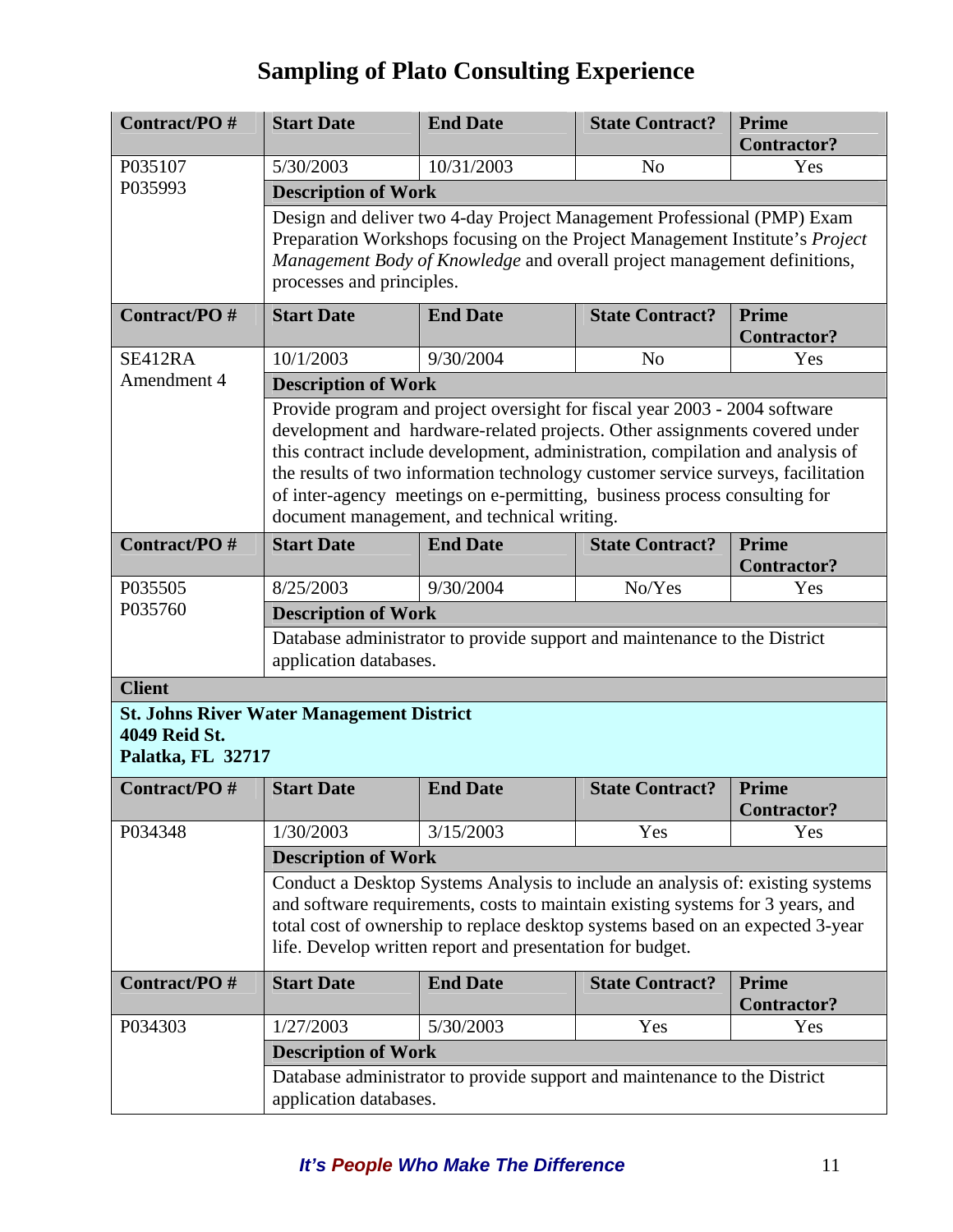# Sampling of Plato Consulting Experience

| Contract/PO # | Start Date | End Date | State Contract? | Prime Contractor? |
|---|---|---|---|---|
| P035107 P035993 | 5/30/2003 | 10/31/2003 | No | Yes |
| | **Description of Work** | | | |
| | Design and deliver two 4-day Project Management Professional (PMP) Exam Preparation Workshops focusing on the Project Management Institute's *Project Management Body of Knowledge* and overall project management definitions, processes and principles. | | | |

| Contract/PO # | Start Date | End Date | State Contract? | Prime Contractor? |
|---|---|---|---|---|
| SE412RA Amendment 4 | 10/1/2003 | 9/30/2004 | No | Yes |
| | **Description of Work** | | | |
| | Provide program and project oversight for fiscal year 2003 - 2004 software development and hardware-related projects. Other assignments covered under this contract include development, administration, compilation and analysis of the results of two information technology customer service surveys, facilitation of inter-agency meetings on e-permitting, business process consulting for document management, and technical writing. | | | |

| Contract/PO # | Start Date | End Date | State Contract? | Prime Contractor? |
|---|---|---|---|---|
| P035505 P035760 | 8/25/2003 | 9/30/2004 | No/Yes | Yes |
| | **Description of Work** | | | |
| | Database administrator to provide support and maintenance to the District application databases. | | | |

**Client**

**St. Johns River Water Management District**
**4049 Reid St.**
**Palatka, FL 32717**

| Contract/PO # | Start Date | End Date | State Contract? | Prime Contractor? |
|---|---|---|---|---|
| P034348 | 1/30/2003 | 3/15/2003 | Yes | Yes |
| | **Description of Work** | | | |
| | Conduct a Desktop Systems Analysis to include an analysis of: existing systems and software requirements, costs to maintain existing systems for 3 years, and total cost of ownership to replace desktop systems based on an expected 3-year life. Develop written report and presentation for budget. | | | |

| Contract/PO # | Start Date | End Date | State Contract? | Prime Contractor? |
|---|---|---|---|---|
| P034303 | 1/27/2003 | 5/30/2003 | Yes | Yes |
| | **Description of Work** | | | |
| | Database administrator to provide support and maintenance to the District application databases. | | | |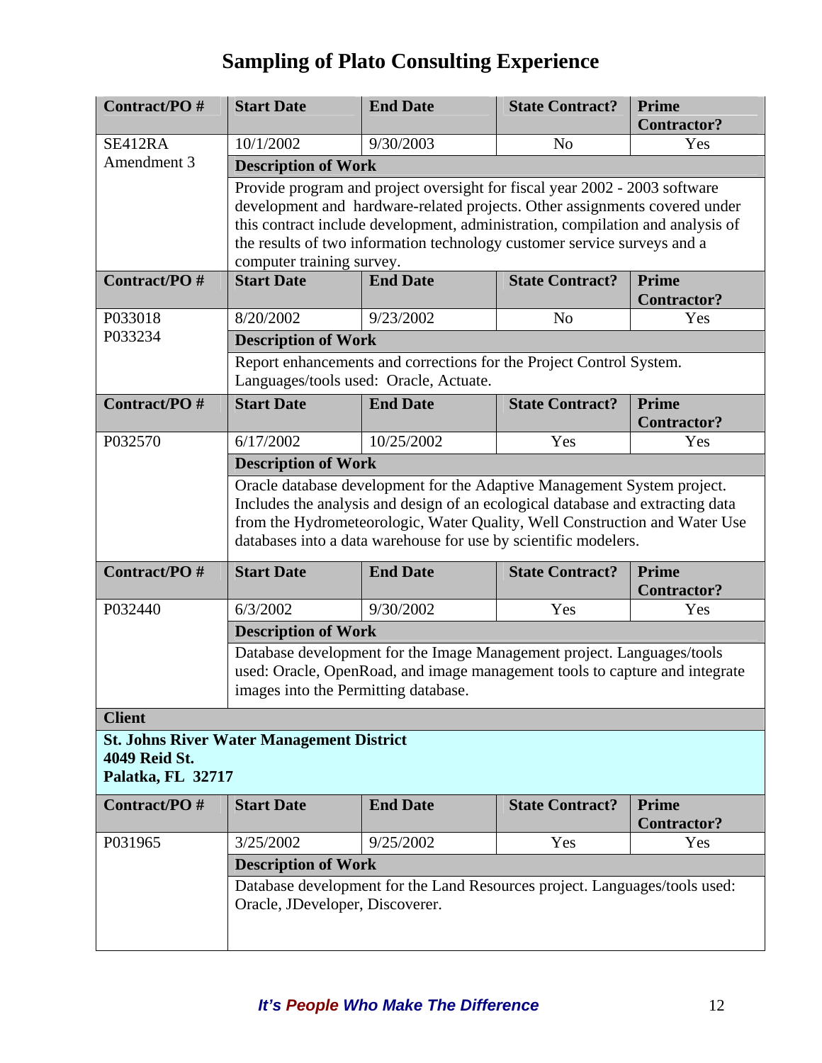# Sampling of Plato Consulting Experience

| Contract/PO # | Start Date | End Date | State Contract? | Prime Contractor? |
|---|---|---|---|---|
| SE412RA Amendment 3 | 10/1/2002 | 9/30/2003 | No | Yes |

**Description of Work**

Provide program and project oversight for fiscal year 2002 - 2003 software development and hardware-related projects. Other assignments covered under this contract include development, administration, compilation and analysis of the results of two information technology customer service surveys and a computer training survey.

| Contract/PO # | Start Date | End Date | State Contract? | Prime Contractor? |
|---|---|---|---|---|
| P033018 P033234 | 8/20/2002 | 9/23/2002 | No | Yes |

**Description of Work**

Report enhancements and corrections for the Project Control System. Languages/tools used: Oracle, Actuate.

| Contract/PO # | Start Date | End Date | State Contract? | Prime Contractor? |
|---|---|---|---|---|
| P032570 | 6/17/2002 | 10/25/2002 | Yes | Yes |

**Description of Work**

Oracle database development for the Adaptive Management System project. Includes the analysis and design of an ecological database and extracting data from the Hydrometeorologic, Water Quality, Well Construction and Water Use databases into a data warehouse for use by scientific modelers.

| Contract/PO # | Start Date | End Date | State Contract? | Prime Contractor? |
|---|---|---|---|---|
| P032440 | 6/3/2002 | 9/30/2002 | Yes | Yes |

**Description of Work**

Database development for the Image Management project. Languages/tools used: Oracle, OpenRoad, and image management tools to capture and integrate images into the Permitting database.

**Client**

**St. Johns River Water Management District**
**4049 Reid St.**
**Palatka, FL 32717**

| Contract/PO # | Start Date | End Date | State Contract? | Prime Contractor? |
|---|---|---|---|---|
| P031965 | 3/25/2002 | 9/25/2002 | Yes | Yes |

**Description of Work**

Database development for the Land Resources project. Languages/tools used: Oracle, JDeveloper, Discoverer.

***It's People Who Make The Difference***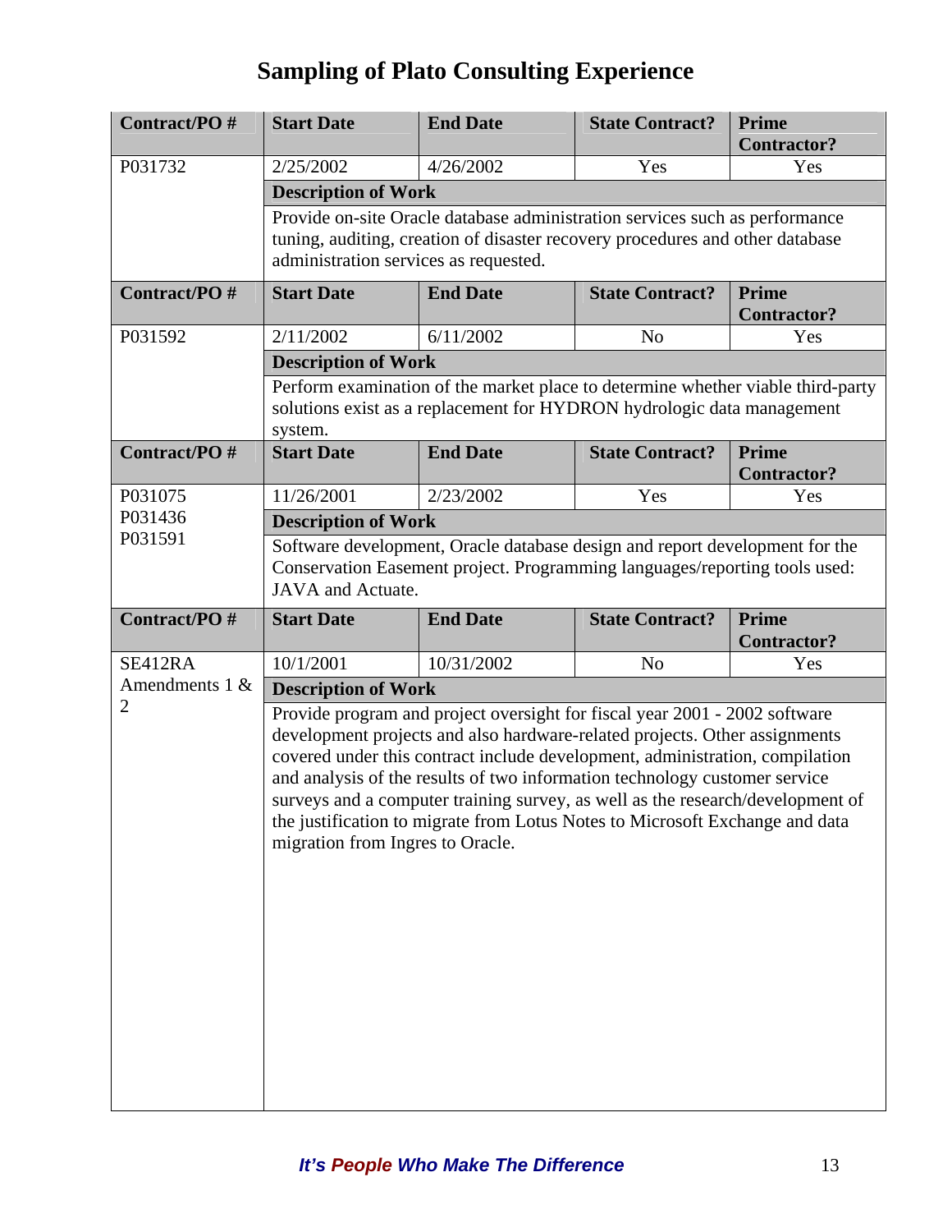# Sampling of Plato Consulting Experience

| Contract/PO # | Start Date | End Date | State Contract? | Prime Contractor? |
|---|---|---|---|---|
| P031732 | 2/25/2002 | 4/26/2002 | Yes | Yes |
| | **Description of Work** | | | |
| | Provide on-site Oracle database administration services such as performance tuning, auditing, creation of disaster recovery procedures and other database administration services as requested. | | | |

| Contract/PO # | Start Date | End Date | State Contract? | Prime Contractor? |
|---|---|---|---|---|
| P031592 | 2/11/2002 | 6/11/2002 | No | Yes |
| | **Description of Work** | | | |
| | Perform examination of the market place to determine whether viable third-party solutions exist as a replacement for HYDRON hydrologic data management system. | | | |

| Contract/PO # | Start Date | End Date | State Contract? | Prime Contractor? |
|---|---|---|---|---|
| P031075<br>P031436<br>P031591 | 11/26/2001 | 2/23/2002 | Yes | Yes |
| | **Description of Work** | | | |
| | Software development, Oracle database design and report development for the Conservation Easement project. Programming languages/reporting tools used: JAVA and Actuate. | | | |

| Contract/PO # | Start Date | End Date | State Contract? | Prime Contractor? |
|---|---|---|---|---|
| SE412RA Amendments 1 & 2 | 10/1/2001 | 10/31/2002 | No | Yes |
| | **Description of Work** | | | |
| | Provide program and project oversight for fiscal year 2001 - 2002 software development projects and also hardware-related projects. Other assignments covered under this contract include development, administration, compilation and analysis of the results of two information technology customer service surveys and a computer training survey, as well as the research/development of the justification to migrate from Lotus Notes to Microsoft Exchange and data migration from Ingres to Oracle. | | | |

***It's People Who Make The Difference***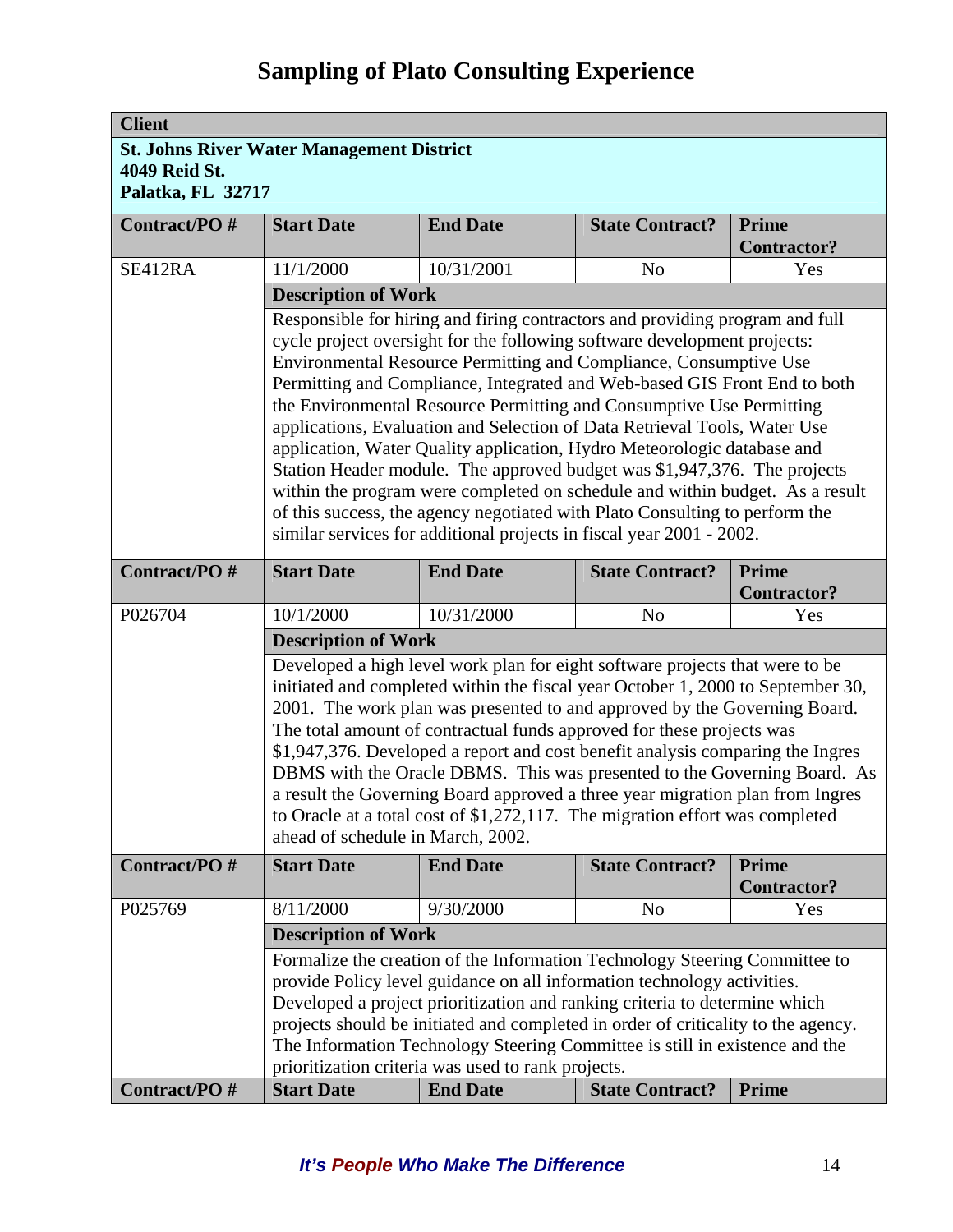# Sampling of Plato Consulting Experience

| Client | | | | |
|---|---|---|---|---|
| **St. Johns River Water Management District**<br>**4049 Reid St.**<br>**Palatka, FL 32717** | | | | |
| **Contract/PO #** | **Start Date** | **End Date** | **State Contract?** | **Prime Contractor?** |
| SE412RA | 11/1/2000 | 10/31/2001 | No | Yes |
| | **Description of Work** | | | |
| | Responsible for hiring and firing contractors and providing program and full cycle project oversight for the following software development projects: Environmental Resource Permitting and Compliance, Consumptive Use Permitting and Compliance, Integrated and Web-based GIS Front End to both the Environmental Resource Permitting and Consumptive Use Permitting applications, Evaluation and Selection of Data Retrieval Tools, Water Use application, Water Quality application, Hydro Meteorologic database and Station Header module. The approved budget was $1,947,376. The projects within the program were completed on schedule and within budget. As a result of this success, the agency negotiated with Plato Consulting to perform the similar services for additional projects in fiscal year 2001 - 2002. | | | |
| **Contract/PO #** | **Start Date** | **End Date** | **State Contract?** | **Prime Contractor?** |
| P026704 | 10/1/2000 | 10/31/2000 | No | Yes |
| | **Description of Work** | | | |
| | Developed a high level work plan for eight software projects that were to be initiated and completed within the fiscal year October 1, 2000 to September 30, 2001. The work plan was presented to and approved by the Governing Board. The total amount of contractual funds approved for these projects was $1,947,376. Developed a report and cost benefit analysis comparing the Ingres DBMS with the Oracle DBMS. This was presented to the Governing Board. As a result the Governing Board approved a three year migration plan from Ingres to Oracle at a total cost of $1,272,117. The migration effort was completed ahead of schedule in March, 2002. | | | |
| **Contract/PO #** | **Start Date** | **End Date** | **State Contract?** | **Prime Contractor?** |
| P025769 | 8/11/2000 | 9/30/2000 | No | Yes |
| | **Description of Work** | | | |
| | Formalize the creation of the Information Technology Steering Committee to provide Policy level guidance on all information technology activities. Developed a project prioritization and ranking criteria to determine which projects should be initiated and completed in order of criticality to the agency. The Information Technology Steering Committee is still in existence and the prioritization criteria was used to rank projects. | | | |
| **Contract/PO #** | **Start Date** | **End Date** | **State Contract?** | **Prime** |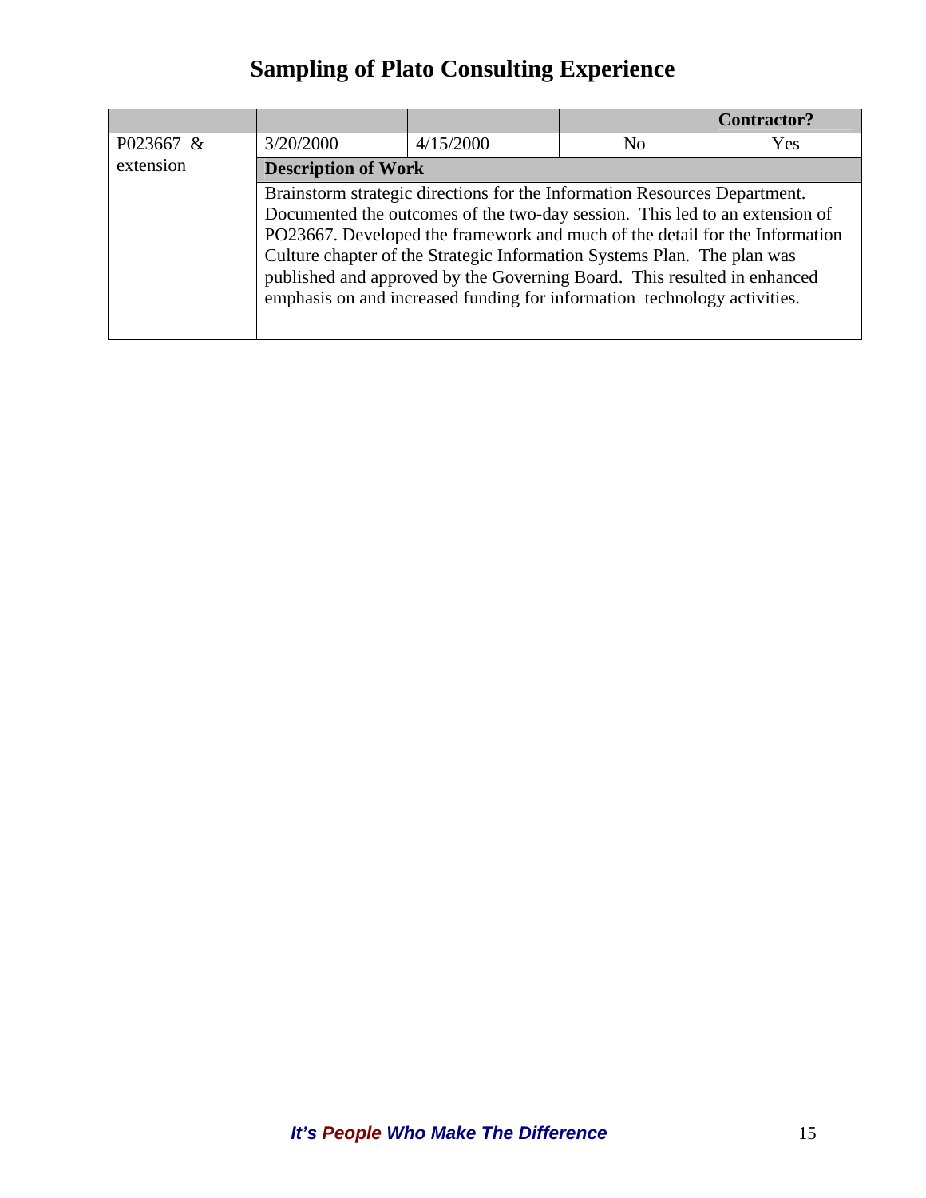# Sampling of Plato Consulting Experience

| | | | | Contractor? |
|---|---|---|---|---|
| P023667 & extension | 3/20/2000 | 4/15/2000 | No | Yes |
| | **Description of Work** | | | |
| | Brainstorm strategic directions for the Information Resources Department. Documented the outcomes of the two-day session. This led to an extension of PO23667. Developed the framework and much of the detail for the Information Culture chapter of the Strategic Information Systems Plan. The plan was published and approved by the Governing Board. This resulted in enhanced emphasis on and increased funding for information technology activities. | | | |

***It's People Who Make The Difference***